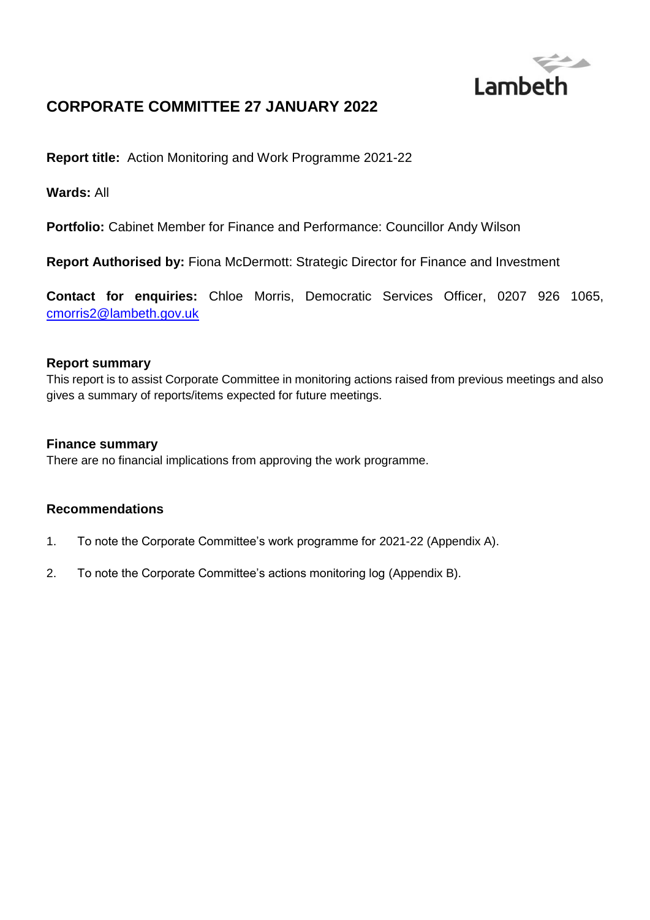Lambeth

# CORPORATE COMMITTEE 27 JANUARY 2022

**Report title:** Action Monitoring and Work Programme 2021-22

**Wards:** All

**Portfolio:** Cabinet Member for Finance and Performance: Councillor Andy Wilson

**Report Authorised by:** Fiona McDermott: Strategic Director for Finance and Investment

**Contact for enquiries:** Chloe Morris, Democratic Services Officer, 0207 926 1065, cmorris2@lambeth.gov.uk

### Report summary

This report is to assist Corporate Committee in monitoring actions raised from previous meetings and also gives a summary of reports/items expected for future meetings.

### Finance summary

There are no financial implications from approving the work programme.

### Recommendations

1. To note the Corporate Committee's work programme for 2021-22 (Appendix A).
2. To note the Corporate Committee's actions monitoring log (Appendix B).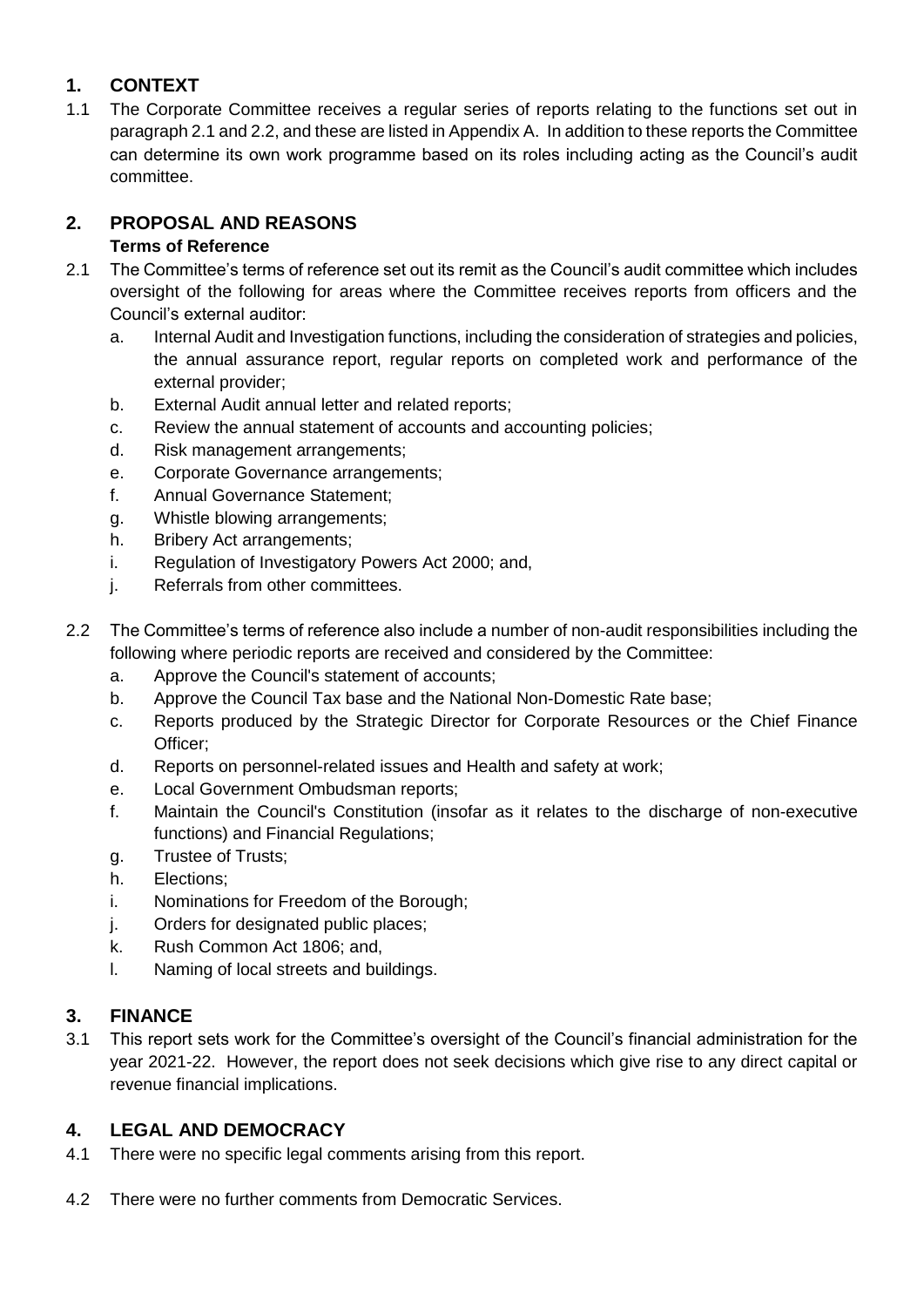## 1. CONTEXT

1.1 The Corporate Committee receives a regular series of reports relating to the functions set out in paragraph 2.1 and 2.2, and these are listed in Appendix A. In addition to these reports the Committee can determine its own work programme based on its roles including acting as the Council's audit committee.

## 2. PROPOSAL AND REASONS

### Terms of Reference

2.1 The Committee's terms of reference set out its remit as the Council's audit committee which includes oversight of the following for areas where the Committee receives reports from officers and the Council's external auditor:

a. Internal Audit and Investigation functions, including the consideration of strategies and policies, the annual assurance report, regular reports on completed work and performance of the external provider;
b. External Audit annual letter and related reports;
c. Review the annual statement of accounts and accounting policies;
d. Risk management arrangements;
e. Corporate Governance arrangements;
f. Annual Governance Statement;
g. Whistle blowing arrangements;
h. Bribery Act arrangements;
i. Regulation of Investigatory Powers Act 2000; and,
j. Referrals from other committees.

2.2 The Committee's terms of reference also include a number of non-audit responsibilities including the following where periodic reports are received and considered by the Committee:

a. Approve the Council's statement of accounts;
b. Approve the Council Tax base and the National Non-Domestic Rate base;
c. Reports produced by the Strategic Director for Corporate Resources or the Chief Finance Officer;
d. Reports on personnel-related issues and Health and safety at work;
e. Local Government Ombudsman reports;
f. Maintain the Council's Constitution (insofar as it relates to the discharge of non-executive functions) and Financial Regulations;
g. Trustee of Trusts;
h. Elections;
i. Nominations for Freedom of the Borough;
j. Orders for designated public places;
k. Rush Common Act 1806; and,
l. Naming of local streets and buildings.

## 3. FINANCE

3.1 This report sets work for the Committee's oversight of the Council's financial administration for the year 2021-22. However, the report does not seek decisions which give rise to any direct capital or revenue financial implications.

## 4. LEGAL AND DEMOCRACY

4.1 There were no specific legal comments arising from this report.

4.2 There were no further comments from Democratic Services.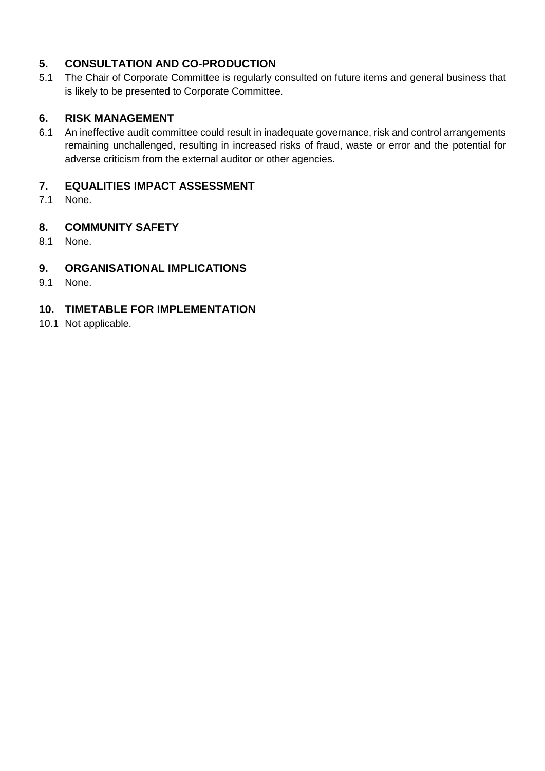## 5. CONSULTATION AND CO-PRODUCTION

5.1 The Chair of Corporate Committee is regularly consulted on future items and general business that is likely to be presented to Corporate Committee.

## 6. RISK MANAGEMENT

6.1 An ineffective audit committee could result in inadequate governance, risk and control arrangements remaining unchallenged, resulting in increased risks of fraud, waste or error and the potential for adverse criticism from the external auditor or other agencies.

## 7. EQUALITIES IMPACT ASSESSMENT

7.1 None.

## 8. COMMUNITY SAFETY

8.1 None.

## 9. ORGANISATIONAL IMPLICATIONS

9.1 None.

## 10. TIMETABLE FOR IMPLEMENTATION

10.1 Not applicable.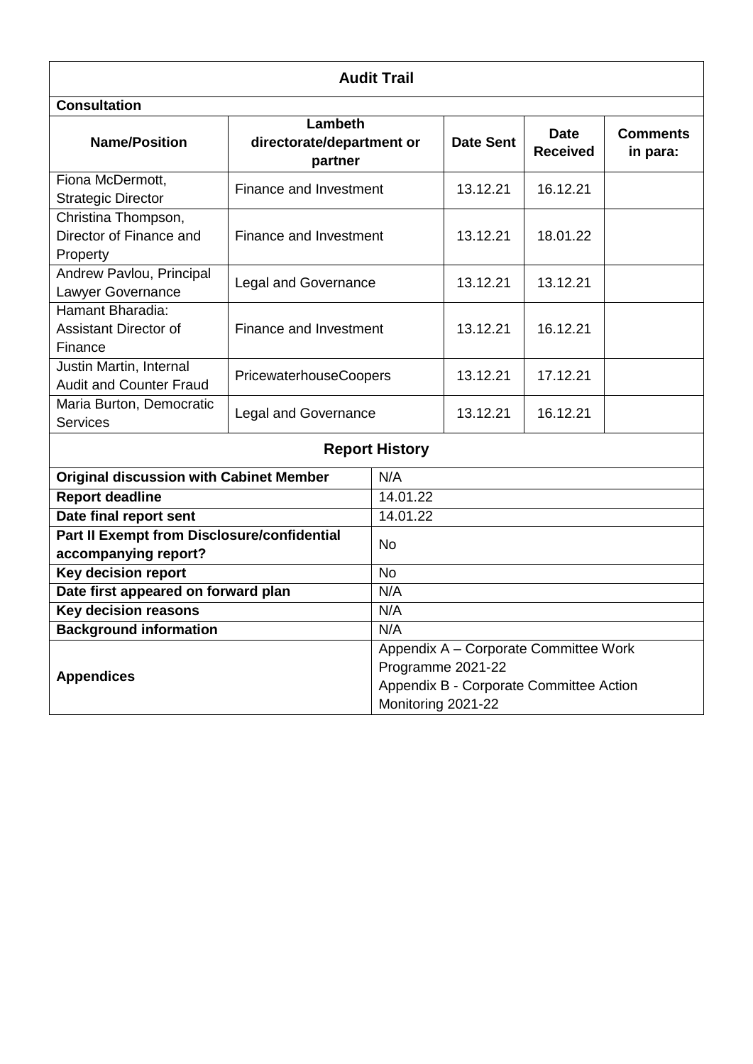## Audit Trail

### Consultation

| Name/Position | Lambeth directorate/department or partner | Date Sent | Date Received | Comments in para: |
|---|---|---|---|---|
| Fiona McDermott, Strategic Director | Finance and Investment | 13.12.21 | 16.12.21 | |
| Christina Thompson, Director of Finance and Property | Finance and Investment | 13.12.21 | 18.01.22 | |
| Andrew Pavlou, Principal Lawyer Governance | Legal and Governance | 13.12.21 | 13.12.21 | |
| Hamant Bharadia: Assistant Director of Finance | Finance and Investment | 13.12.21 | 16.12.21 | |
| Justin Martin, Internal Audit and Counter Fraud | PricewaterhouseCoopers | 13.12.21 | 17.12.21 | |
| Maria Burton, Democratic Services | Legal and Governance | 13.12.21 | 16.12.21 | |

### Report History

| | |
|---|---|
| **Original discussion with Cabinet Member** | N/A |
| **Report deadline** | 14.01.22 |
| **Date final report sent** | 14.01.22 |
| **Part II Exempt from Disclosure/confidential accompanying report?** | No |
| **Key decision report** | No |
| **Date first appeared on forward plan** | N/A |
| **Key decision reasons** | N/A |
| **Background information** | N/A |
| **Appendices** | Appendix A – Corporate Committee Work Programme 2021-22<br>Appendix B - Corporate Committee Action Monitoring 2021-22 |